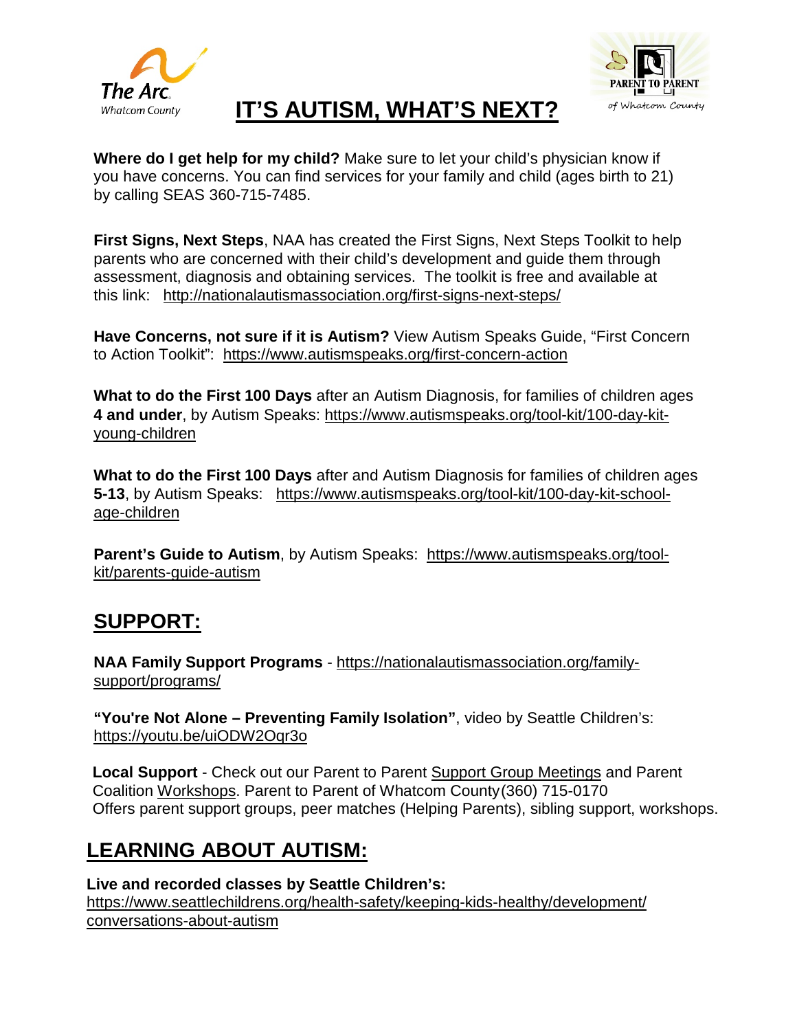# IT'S AUTISM, WHAT'S NEXT?

**Where do I get help for my child?** Make sure to let your child's physician know if you have concerns. You can find services for your family and child (ages birth to 21) by calling SEAS 360-715-7485.

**First Signs, Next Steps**, NAA has created the First Signs, Next Steps Toolkit to help parents who are concerned with their child's development and guide them through assessment, diagnosis and obtaining services. The toolkit is free and available at this link: http://nationalautismassociation.org/first-signs-next-steps/

**Have Concerns, not sure if it is Autism?** View Autism Speaks Guide, "First Concern to Action Toolkit": https://www.autismspeaks.org/first-concern-action

**What to do the First 100 Days** after an Autism Diagnosis, for families of children ages **4 and under**, by Autism Speaks: https://www.autismspeaks.org/tool-kit/100-day-kit-young-children

**What to do the First 100 Days** after and Autism Diagnosis for families of children ages **5-13**, by Autism Speaks: https://www.autismspeaks.org/tool-kit/100-day-kit-school-age-children

**Parent's Guide to Autism**, by Autism Speaks: https://www.autismspeaks.org/tool-kit/parents-guide-autism

## SUPPORT:

**NAA Family Support Programs** - https://nationalautismassociation.org/family-support/programs/

**"You're Not Alone – Preventing Family Isolation"**, video by Seattle Children's: https://youtu.be/uiODW2Oqr3o

**Local Support** - Check out our Parent to Parent Support Group Meetings and Parent Coalition Workshops. Parent to Parent of Whatcom County (360) 715-0170
Offers parent support groups, peer matches (Helping Parents), sibling support, workshops.

## LEARNING ABOUT AUTISM:

**Live and recorded classes by Seattle Children's:**
https://www.seattlechildrens.org/health-safety/keeping-kids-healthy/development/conversations-about-autism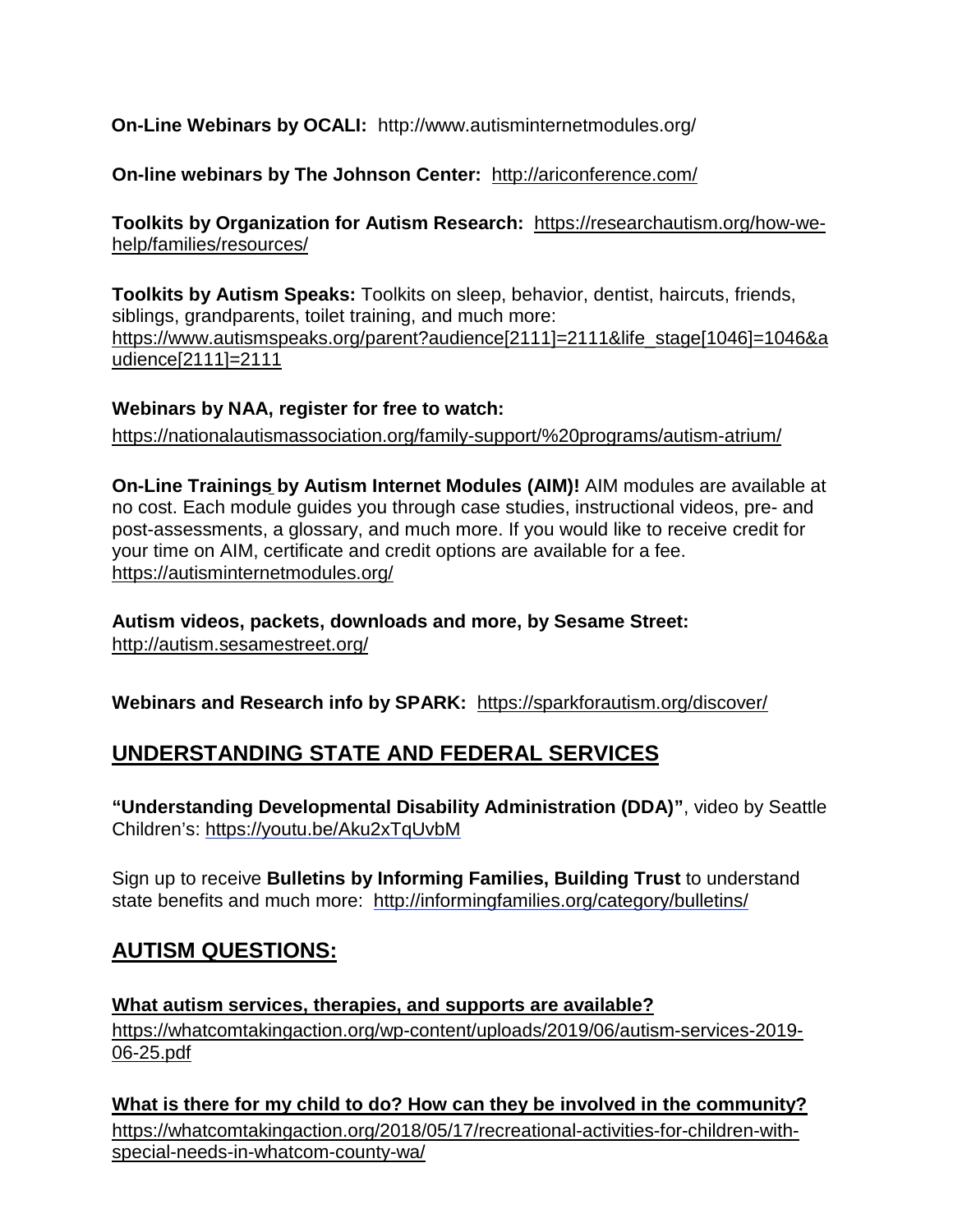**On-Line Webinars by OCALI:** http://www.autisminternetmodules.org/

**On-line webinars by The Johnson Center:** http://ariconference.com/

**Toolkits by Organization for Autism Research:** https://researchautism.org/how-we-help/families/resources/

**Toolkits by Autism Speaks:** Toolkits on sleep, behavior, dentist, haircuts, friends, siblings, grandparents, toilet training, and much more: https://www.autismspeaks.org/parent?audience[2111]=2111&life_stage[1046]=1046&audience[2111]=2111

**Webinars by NAA, register for free to watch:**
https://nationalautismassociation.org/family-support/%20programs/autism-atrium/

**On-Line Trainings by Autism Internet Modules (AIM)!** AIM modules are available at no cost. Each module guides you through case studies, instructional videos, pre- and post-assessments, a glossary, and much more. If you would like to receive credit for your time on AIM, certificate and credit options are available for a fee.
https://autisminternetmodules.org/

**Autism videos, packets, downloads and more, by Sesame Street:**
http://autism.sesamestreet.org/

**Webinars and Research info by SPARK:** https://sparkforautism.org/discover/

## UNDERSTANDING STATE AND FEDERAL SERVICES

**"Understanding Developmental Disability Administration (DDA)"**, video by Seattle Children's: https://youtu.be/Aku2xTqUvbM

Sign up to receive **Bulletins by Informing Families, Building Trust** to understand state benefits and much more: http://informingfamilies.org/category/bulletins/

## AUTISM QUESTIONS:

**What autism services, therapies, and supports are available?**
https://whatcomtakingaction.org/wp-content/uploads/2019/06/autism-services-2019-06-25.pdf

**What is there for my child to do? How can they be involved in the community?**
https://whatcomtakingaction.org/2018/05/17/recreational-activities-for-children-with-special-needs-in-whatcom-county-wa/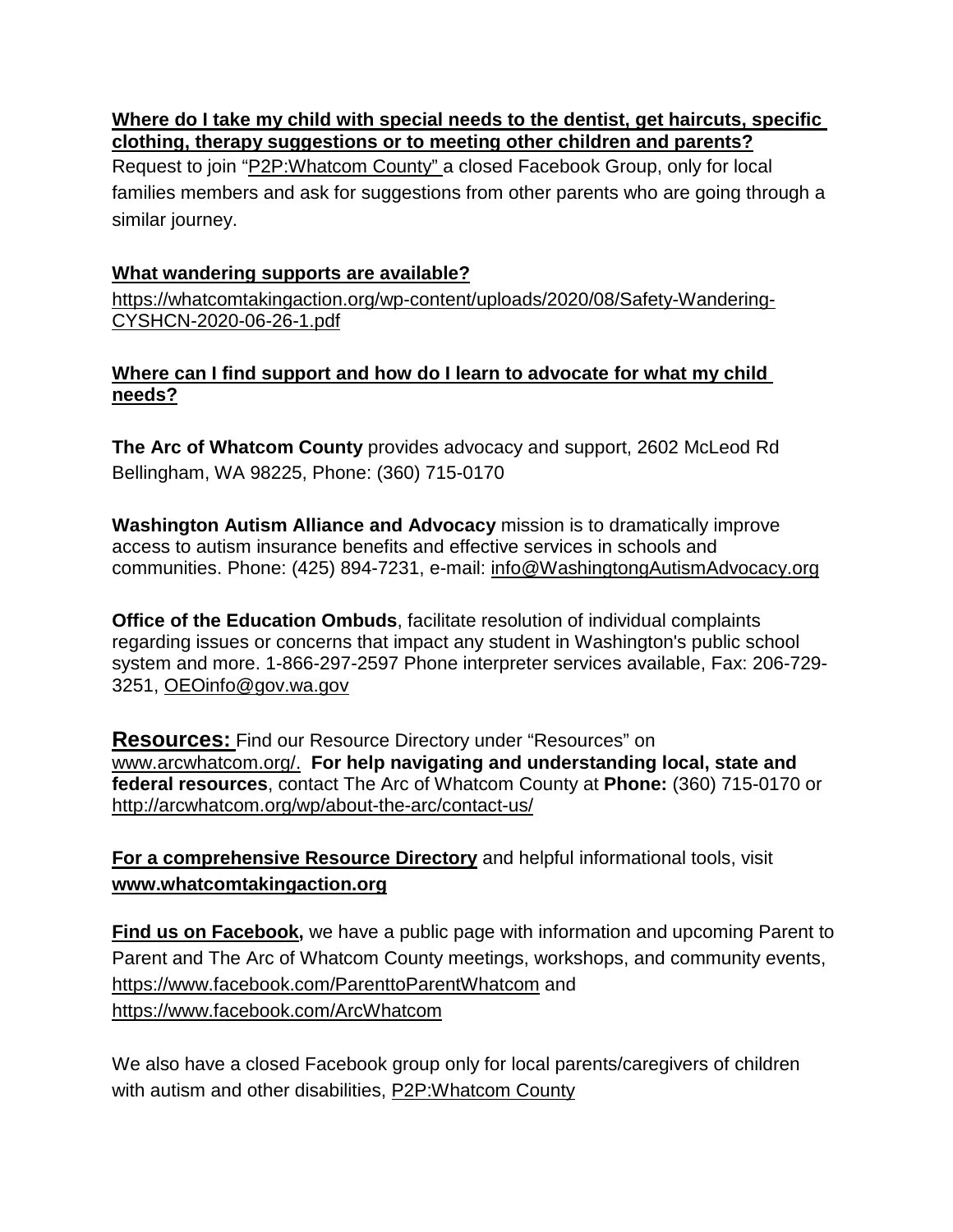**Where do I take my child with special needs to the dentist, get haircuts, specific clothing, therapy suggestions or to meeting other children and parents?**

Request to join "P2P:Whatcom County" a closed Facebook Group, only for local families members and ask for suggestions from other parents who are going through a similar journey.

**What wandering supports are available?**

https://whatcomtakingaction.org/wp-content/uploads/2020/08/Safety-Wandering-CYSHCN-2020-06-26-1.pdf

**Where can I find support and how do I learn to advocate for what my child needs?**

**The Arc of Whatcom County** provides advocacy and support, 2602 McLeod Rd Bellingham, WA 98225, Phone: (360) 715-0170

**Washington Autism Alliance and Advocacy** mission is to dramatically improve access to autism insurance benefits and effective services in schools and communities. Phone: (425) 894-7231, e-mail: info@WashingtongAutismAdvocacy.org

**Office of the Education Ombuds**, facilitate resolution of individual complaints regarding issues or concerns that impact any student in Washington's public school system and more. 1-866-297-2597 Phone interpreter services available, Fax: 206-729-3251, OEOinfo@gov.wa.gov

**Resources:** Find our Resource Directory under "Resources" on www.arcwhatcom.org/. **For help navigating and understanding local, state and federal resources**, contact The Arc of Whatcom County at **Phone:** (360) 715-0170 or http://arcwhatcom.org/wp/about-the-arc/contact-us/

**For a comprehensive Resource Directory** and helpful informational tools, visit **www.whatcomtakingaction.org**

**Find us on Facebook,** we have a public page with information and upcoming Parent to Parent and The Arc of Whatcom County meetings, workshops, and community events, https://www.facebook.com/ParenttoParentWhatcom and https://www.facebook.com/ArcWhatcom

We also have a closed Facebook group only for local parents/caregivers of children with autism and other disabilities, P2P:Whatcom County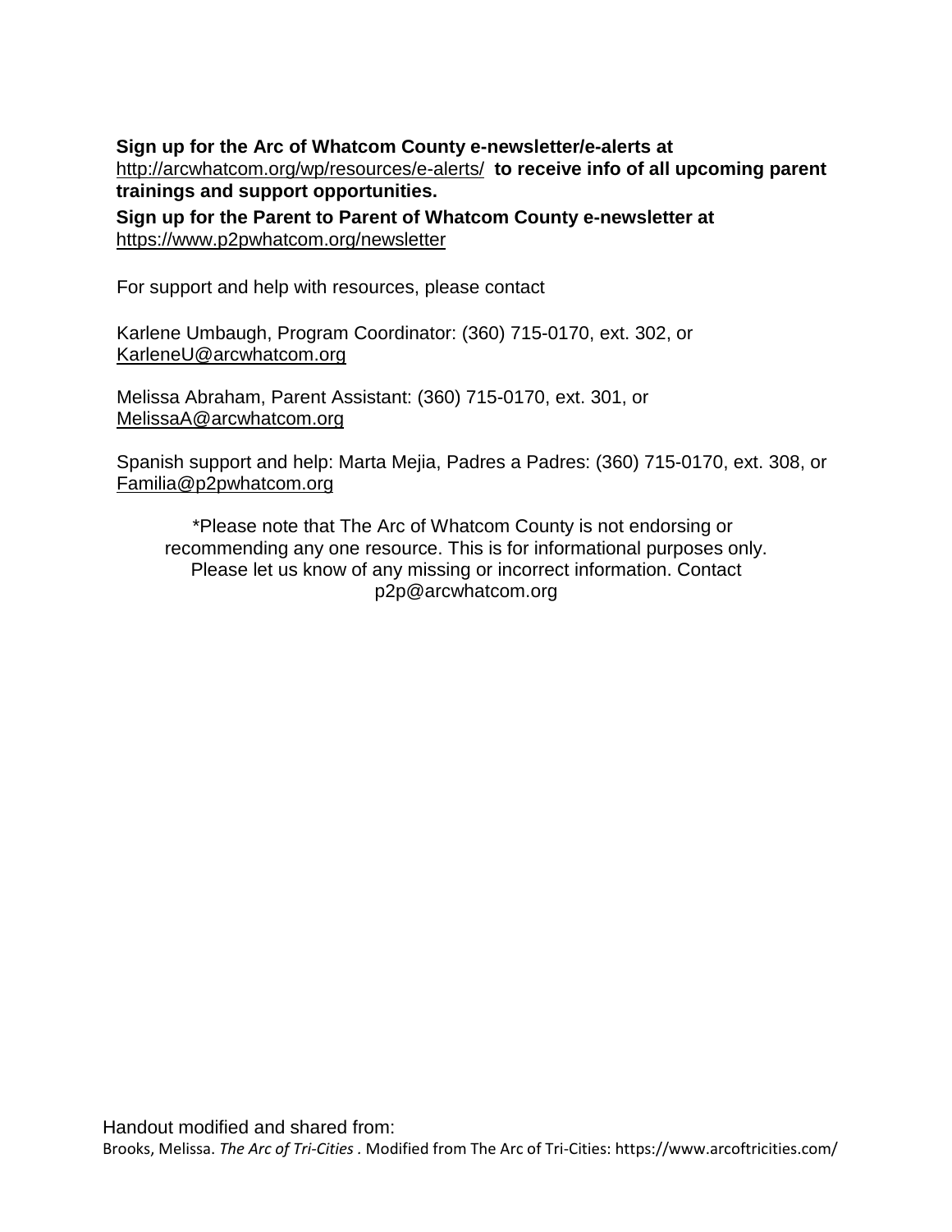**Sign up for the Arc of Whatcom County e-newsletter/e-alerts at** http://arcwhatcom.org/wp/resources/e-alerts/ **to receive info of all upcoming parent trainings and support opportunities.**

**Sign up for the Parent to Parent of Whatcom County e-newsletter at** https://www.p2pwhatcom.org/newsletter

For support and help with resources, please contact

Karlene Umbaugh, Program Coordinator: (360) 715-0170, ext. 302, or KarleneU@arcwhatcom.org

Melissa Abraham, Parent Assistant: (360) 715-0170, ext. 301, or MelissaA@arcwhatcom.org

Spanish support and help: Marta Mejia, Padres a Padres: (360) 715-0170, ext. 308, or Familia@p2pwhatcom.org

*Please note that The Arc of Whatcom County is not endorsing or recommending any one resource. This is for informational purposes only. Please let us know of any missing or incorrect information. Contact p2p@arcwhatcom.org

Handout modified and shared from:
Brooks, Melissa. *The Arc of Tri-Cities* . Modified from The Arc of Tri-Cities: https://www.arcoftricities.com/